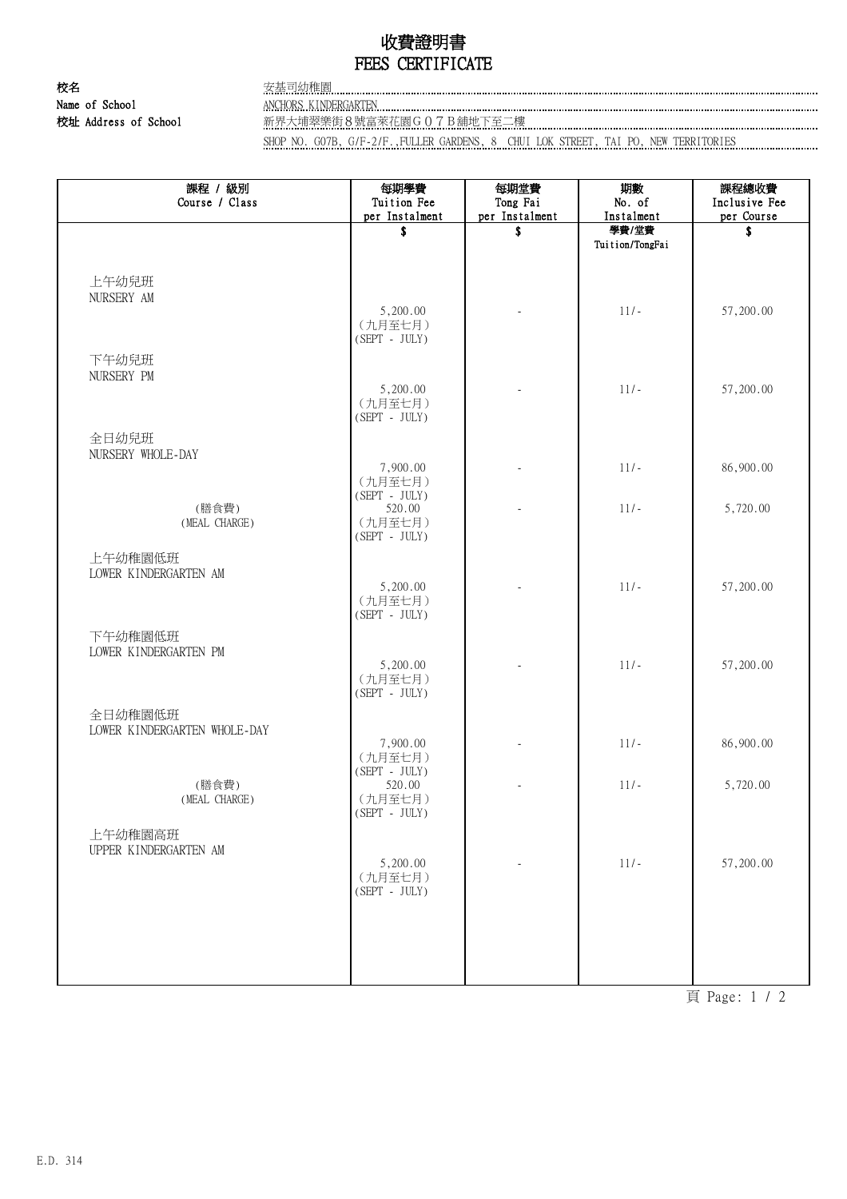# 收費證明書
# FEES CERTIFICATE

**校名**
**Name of School** 安基司幼稚園
ANCHORS KINDERGARTEN

**校址 Address of School** 新界大埔翠樂街８號富萊花園Ｇ０７Ｂ舖地下至二樓
SHOP NO. G07B, G/F-2/F.,FULLER GARDENS, 8 CHUI LOK STREET, TAI PO, NEW TERRITORIES

| 課程 / 級別<br>Course / Class | 每期學費<br>Tuition Fee<br>per Instalment<br>$ | 每期堂費<br>Tong Fai<br>per Instalment<br>$ | 期數<br>No. of<br>Instalment<br>學費/堂費<br>Tuition/TongFai | 課程總收費<br>Inclusive Fee<br>per Course<br>$ |
|---|---|---|---|---|
| 上午幼兒班<br>NURSERY AM | 5,200.00<br>（九月至七月）<br>(SEPT - JULY) | - | 11/- | 57,200.00 |
| 下午幼兒班<br>NURSERY PM | 5,200.00<br>（九月至七月）<br>(SEPT - JULY) | - | 11/- | 57,200.00 |
| 全日幼兒班<br>NURSERY WHOLE-DAY | 7,900.00<br>（九月至七月）<br>(SEPT - JULY) | - | 11/- | 86,900.00 |
| (膳食費)<br>(MEAL CHARGE) | 520.00<br>（九月至七月）<br>(SEPT - JULY) | - | 11/- | 5,720.00 |
| 上午幼稚園低班<br>LOWER KINDERGARTEN AM | 5,200.00<br>（九月至七月）<br>(SEPT - JULY) | - | 11/- | 57,200.00 |
| 下午幼稚園低班<br>LOWER KINDERGARTEN PM | 5,200.00<br>（九月至七月）<br>(SEPT - JULY) | - | 11/- | 57,200.00 |
| 全日幼稚園低班<br>LOWER KINDERGARTEN WHOLE-DAY | 7,900.00<br>（九月至七月）<br>(SEPT - JULY) | - | 11/- | 86,900.00 |
| (膳食費)<br>(MEAL CHARGE) | 520.00<br>（九月至七月）<br>(SEPT - JULY) | - | 11/- | 5,720.00 |
| 上午幼稚園高班<br>UPPER KINDERGARTEN AM | 5,200.00<br>（九月至七月）<br>(SEPT - JULY) | - | 11/- | 57,200.00 |

E.D. 314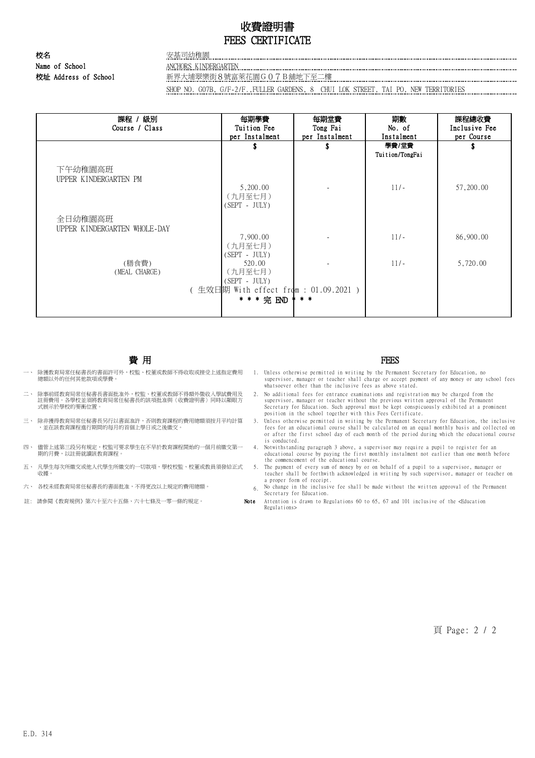# 收費證明書
# FEES CERTIFICATE

**校名** 安基司幼稚園
**Name of School** ANCHORS KINDERGARTEN
**校址 Address of School** 新界大埔翠樂街8號富萊花園G07B舖地下至二樓
SHOP NO. G07B, G/F-2/F.,FULLER GARDENS, 8 CHUI LOK STREET, TAI PO, NEW TERRITORIES

| 課程 / 級別<br>Course / Class | 每期學費<br>Tuition Fee<br>per Instalment<br>$ | 每期堂費<br>Tong Fai<br>per Instalment<br>$ | 期數<br>No. of<br>Instalment<br>學費/堂費<br>Tuition/TongFai | 課程總收費<br>Inclusive Fee<br>per Course<br>$ |
|---|---|---|---|---|
| 下午幼稚園高班<br>UPPER KINDERGARTEN PM | 5,200.00<br>(九月至七月)<br>(SEPT - JULY) | - | 11/- | 57,200.00 |
| 全日幼稚園高班<br>UPPER KINDERGARTEN WHOLE-DAY | 7,900.00<br>(九月至七月)<br>(SEPT - JULY) | - | 11/- | 86,900.00 |
| (膳食費)<br>(MEAL CHARGE) | 520.00<br>(九月至七月)<br>(SEPT - JULY) | - | 11/- | 5,720.00 |
| | ( 生效日期 With effect from : 01.09.2021 ) | | | |
| | * * * 完 END * * * | | | |

## 費 用

一、 除獲教育局常任秘書長的書面許可外，校監、校董或教師不得收取或接受上述指定費用總額以外的任何其他款項或學費。

二、 除事前經教育局常任秘書長書面批准外，校監、校董或教師不得額外徵收入學試費用及註冊費用。各學校並須將教育局常任秘書長的該項批准與〈收費證明書〉同時以顯眼方式展示於學校的要衝位置。

三、 除非獲得教育局常任秘書長另行以書面准許，否則教育課程的費用總額須按月平均計算，並在該教育課程進行期間的每月的首個上學日或之後徵交。

四、 儘管上述第三段另有規定，校監可要求學生在不早於教育課程開始的一個月前繳交第一期的月費，以註冊就讀該教育課程。

五、 凡學生每次所繳交或他人代學生所繳交的一切款項，學校校監、校董或教員須發給正式收據。

六、 各校未經教育局常任秘書長的書面批准，不得更改以上規定的費用總額。

註: 請參閱《教育規例》第六十至六十五條、六十七條及一零一條的規定。

## FEES

1. Unless otherwise permitted in writing by the Permanent Secretary for Education, no supervisor, manager or teacher shall charge or accept payment of any money or any school fees whatsoever other than the inclusive fees as above stated.
2. No additional fees for entrance examinations and registration may be charged from the supervisor, manager or teacher without the previous written approval of the Permanent Secretary for Education. Such approval must be kept conspicuously exhibited at a prominent position in the school together with this Fees Certificate.
3. Unless otherwise permitted in writing by the Permanent Secretary for Education, the inclusive fees for an educational course shall be calculated on an equal monthly basis and collected on or after the first school day of each month of the period during which the educational course is conducted.
4. Notwithstanding paragraph 3 above, a supervisor may require a pupil to register for an educational course by paying the first monthly instalment not earlier than one month before the commencement of the educational course.
5. The payment of every sum of money by or on behalf of a pupil to a supervisor, manager or teacher shall be forthwith acknowledged in writing by such supervisor, manager or teacher on a proper form of receipt.
6. No change in the inclusive fee shall be made without the written approval of the Permanent Secretary for Education.

**Note** Attention is drawn to Regulations 60 to 65, 67 and 101 inclusive of the <Education Regulations>

E.D. 314